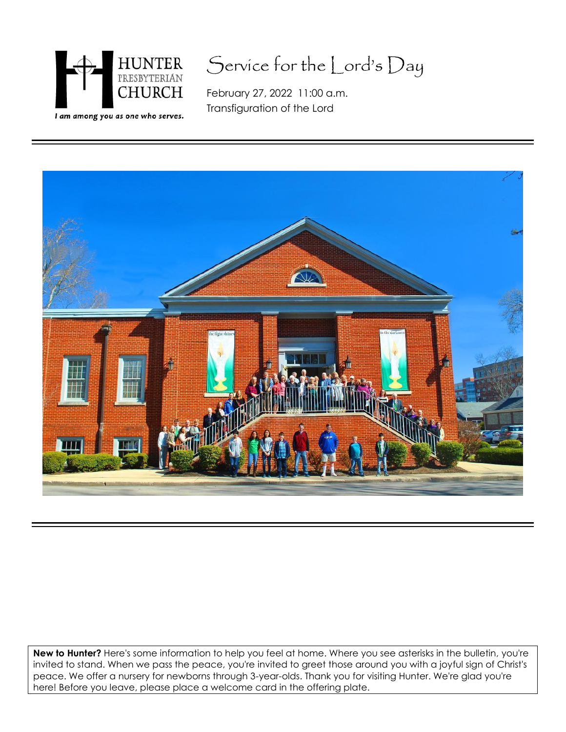HUNTER PRESBYTERIAN CHURCH

*I am among you as one who serves.*

# Service for the Lord's Day

February 27, 2022 11:00 a.m.
Transfiguration of the Lord

**New to Hunter?** Here's some information to help you feel at home. Where you see asterisks in the bulletin, you're invited to stand. When we pass the peace, you're invited to greet those around you with a joyful sign of Christ's peace. We offer a nursery for newborns through 3-year-olds. Thank you for visiting Hunter. We're glad you're here! Before you leave, please place a welcome card in the offering plate.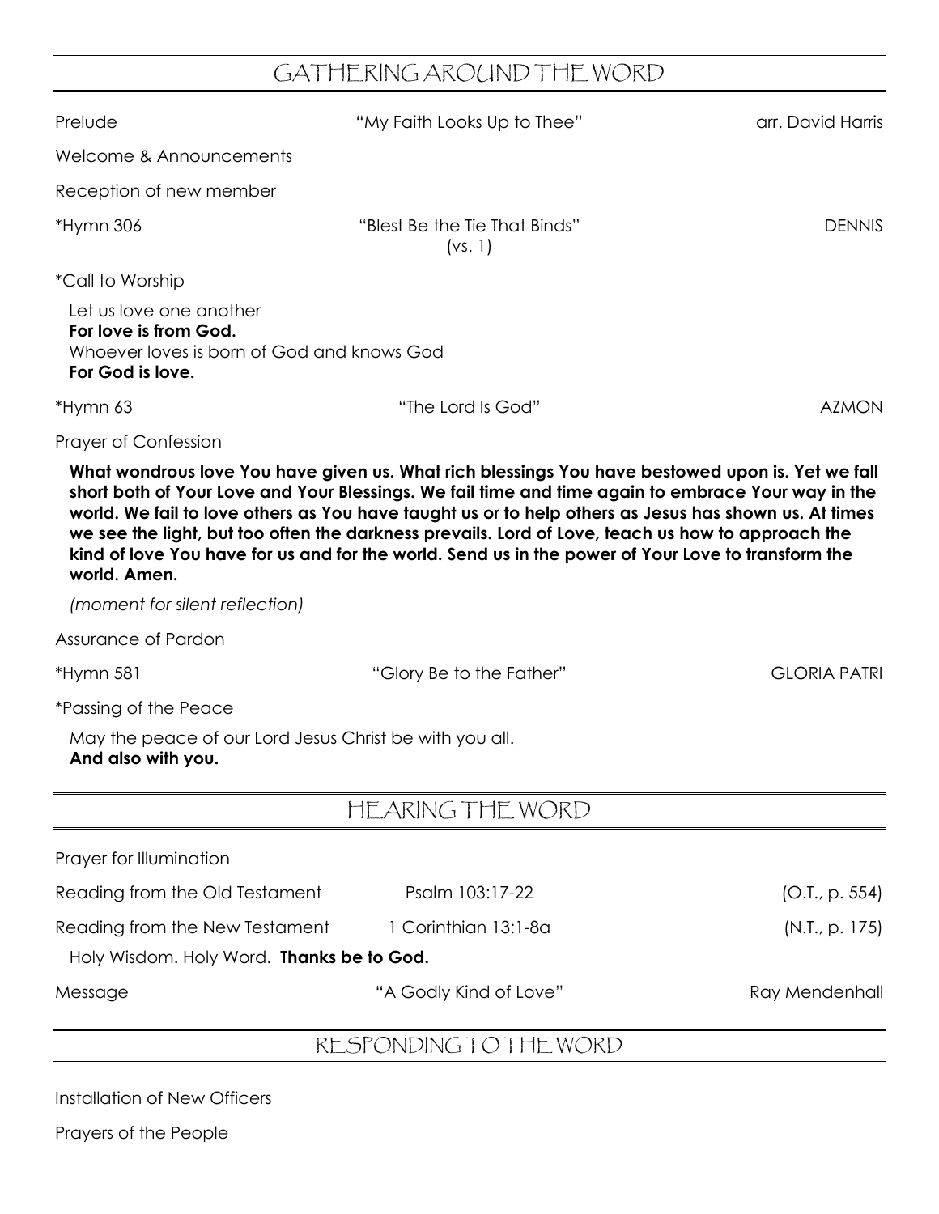## GATHERING AROUND THE WORD

Prelude "My Faith Looks Up to Thee" arr. David Harris

Welcome & Announcements

Reception of new member

*Hymn 306 "Blest Be the Tie That Binds" (vs. 1) DENNIS

*Call to Worship

Let us love one another
**For love is from God.**
Whoever loves is born of God and knows God
**For God is love.**

*Hymn 63 "The Lord Is God" AZMON

Prayer of Confession

**What wondrous love You have given us. What rich blessings You have bestowed upon is. Yet we fall short both of Your Love and Your Blessings. We fail time and time again to embrace Your way in the world. We fail to love others as You have taught us or to help others as Jesus has shown us. At times we see the light, but too often the darkness prevails. Lord of Love, teach us how to approach the kind of love You have for us and for the world. Send us in the power of Your Love to transform the world. Amen.**

*(moment for silent reflection)*

Assurance of Pardon

*Hymn 581 "Glory Be to the Father" GLORIA PATRI

*Passing of the Peace

May the peace of our Lord Jesus Christ be with you all.
**And also with you.**

## HEARING THE WORD

Prayer for Illumination

Reading from the Old Testament Psalm 103:17-22 (O.T., p. 554)

Reading from the New Testament 1 Corinthian 13:1-8a (N.T., p. 175)

Holy Wisdom. Holy Word. **Thanks be to God.**

Message "A Godly Kind of Love" Ray Mendenhall

## RESPONDING TO THE WORD

Installation of New Officers

Prayers of the People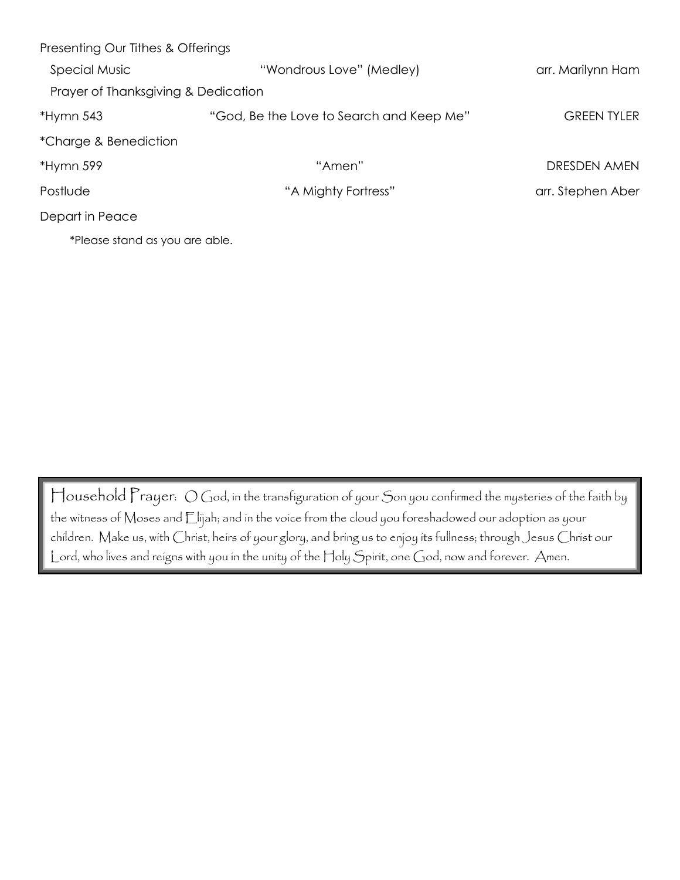Presenting Our Tithes & Offerings

| | | |
|---|---|---|
| Special Music | "Wondrous Love" (Medley) | arr. Marilynn Ham |
| Prayer of Thanksgiving & Dedication | | |
| *Hymn 543 | "God, Be the Love to Search and Keep Me" | GREEN TYLER |
| *Charge & Benediction | | |
| *Hymn 599 | "Amen" | DRESDEN AMEN |
| Postlude | "A Mighty Fortress" | arr. Stephen Aber |
| Depart in Peace | | |

*Please stand as you are able.

Household Prayer: O God, in the transfiguration of your Son you confirmed the mysteries of the faith by the witness of Moses and Elijah; and in the voice from the cloud you foreshadowed our adoption as your children. Make us, with Christ, heirs of your glory, and bring us to enjoy its fullness; through Jesus Christ our Lord, who lives and reigns with you in the unity of the Holy Spirit, one God, now and forever. Amen.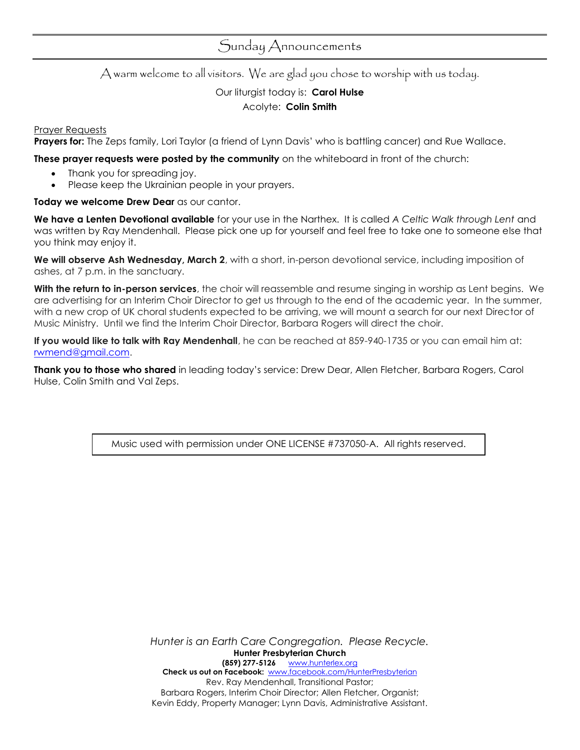# Sunday Announcements

A warm welcome to all visitors. We are glad you chose to worship with us today.

Our liturgist today is: **Carol Hulse**

Acolyte: **Colin Smith**

Prayer Requests

**Prayers for:** The Zeps family, Lori Taylor (a friend of Lynn Davis' who is battling cancer) and Rue Wallace.

**These prayer requests were posted by the community** on the whiteboard in front of the church:

- Thank you for spreading joy.
- Please keep the Ukrainian people in your prayers.

**Today we welcome Drew Dear** as our cantor.

**We have a Lenten Devotional available** for your use in the Narthex. It is called *A Celtic Walk through Lent* and was written by Ray Mendenhall. Please pick one up for yourself and feel free to take one to someone else that you think may enjoy it.

**We will observe Ash Wednesday, March 2**, with a short, in-person devotional service, including imposition of ashes, at 7 p.m. in the sanctuary.

**With the return to in-person services**, the choir will reassemble and resume singing in worship as Lent begins. We are advertising for an Interim Choir Director to get us through to the end of the academic year. In the summer, with a new crop of UK choral students expected to be arriving, we will mount a search for our next Director of Music Ministry. Until we find the Interim Choir Director, Barbara Rogers will direct the choir.

**If you would like to talk with Ray Mendenhall**, he can be reached at 859-940-1735 or you can email him at: rwmend@gmail.com.

**Thank you to those who shared** in leading today's service: Drew Dear, Allen Fletcher, Barbara Rogers, Carol Hulse, Colin Smith and Val Zeps.

Music used with permission under ONE LICENSE #737050-A. All rights reserved.

*Hunter is an Earth Care Congregation. Please Recycle.*

**Hunter Presbyterian Church**

**(859) 277-5126** www.hunterlex.org

**Check us out on Facebook:** www.facebook.com/HunterPresbyterian

Rev. Ray Mendenhall, Transitional Pastor;

Barbara Rogers, Interim Choir Director; Allen Fletcher, Organist;

Kevin Eddy, Property Manager; Lynn Davis, Administrative Assistant.